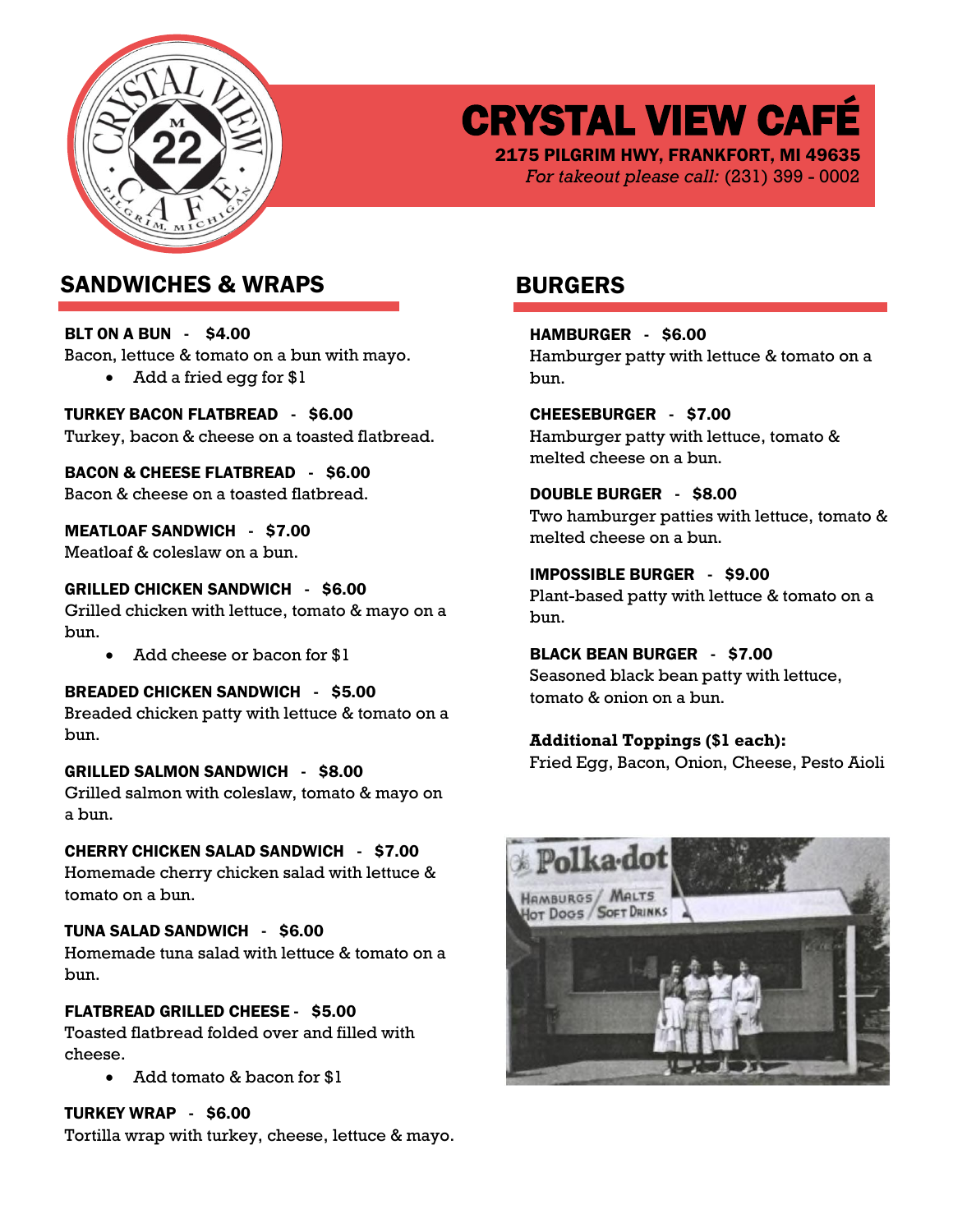# CRYSTAL VIEW CAFÉ

**2175 PILGRIM HWY, FRANKFORT, MI 49635**

*For takeout please call:* (231) 399 - 0002

## SANDWICHES & WRAPS

**BLT ON A BUN - $4.00**
Bacon, lettuce & tomato on a bun with mayo.

- Add a fried egg for $1

**TURKEY BACON FLATBREAD - $6.00**
Turkey, bacon & cheese on a toasted flatbread.

**BACON & CHEESE FLATBREAD - $6.00**
Bacon & cheese on a toasted flatbread.

**MEATLOAF SANDWICH - $7.00**
Meatloaf & coleslaw on a bun.

**GRILLED CHICKEN SANDWICH - $6.00**
Grilled chicken with lettuce, tomato & mayo on a bun.

- Add cheese or bacon for $1

**BREADED CHICKEN SANDWICH - $5.00**
Breaded chicken patty with lettuce & tomato on a bun.

**GRILLED SALMON SANDWICH - $8.00**
Grilled salmon with coleslaw, tomato & mayo on a bun.

**CHERRY CHICKEN SALAD SANDWICH - $7.00**
Homemade cherry chicken salad with lettuce & tomato on a bun.

**TUNA SALAD SANDWICH - $6.00**
Homemade tuna salad with lettuce & tomato on a bun.

**FLATBREAD GRILLED CHEESE - $5.00**
Toasted flatbread folded over and filled with cheese.

- Add tomato & bacon for $1

**TURKEY WRAP - $6.00**
Tortilla wrap with turkey, cheese, lettuce & mayo.

## BURGERS

**HAMBURGER - $6.00**
Hamburger patty with lettuce & tomato on a bun.

**CHEESEBURGER - $7.00**
Hamburger patty with lettuce, tomato & melted cheese on a bun.

**DOUBLE BURGER - $8.00**
Two hamburger patties with lettuce, tomato & melted cheese on a bun.

**IMPOSSIBLE BURGER - $9.00**
Plant-based patty with lettuce & tomato on a bun.

**BLACK BEAN BURGER - $7.00**
Seasoned black bean patty with lettuce, tomato & onion on a bun.

**Additional Toppings ($1 each):**
Fried Egg, Bacon, Onion, Cheese, Pesto Aioli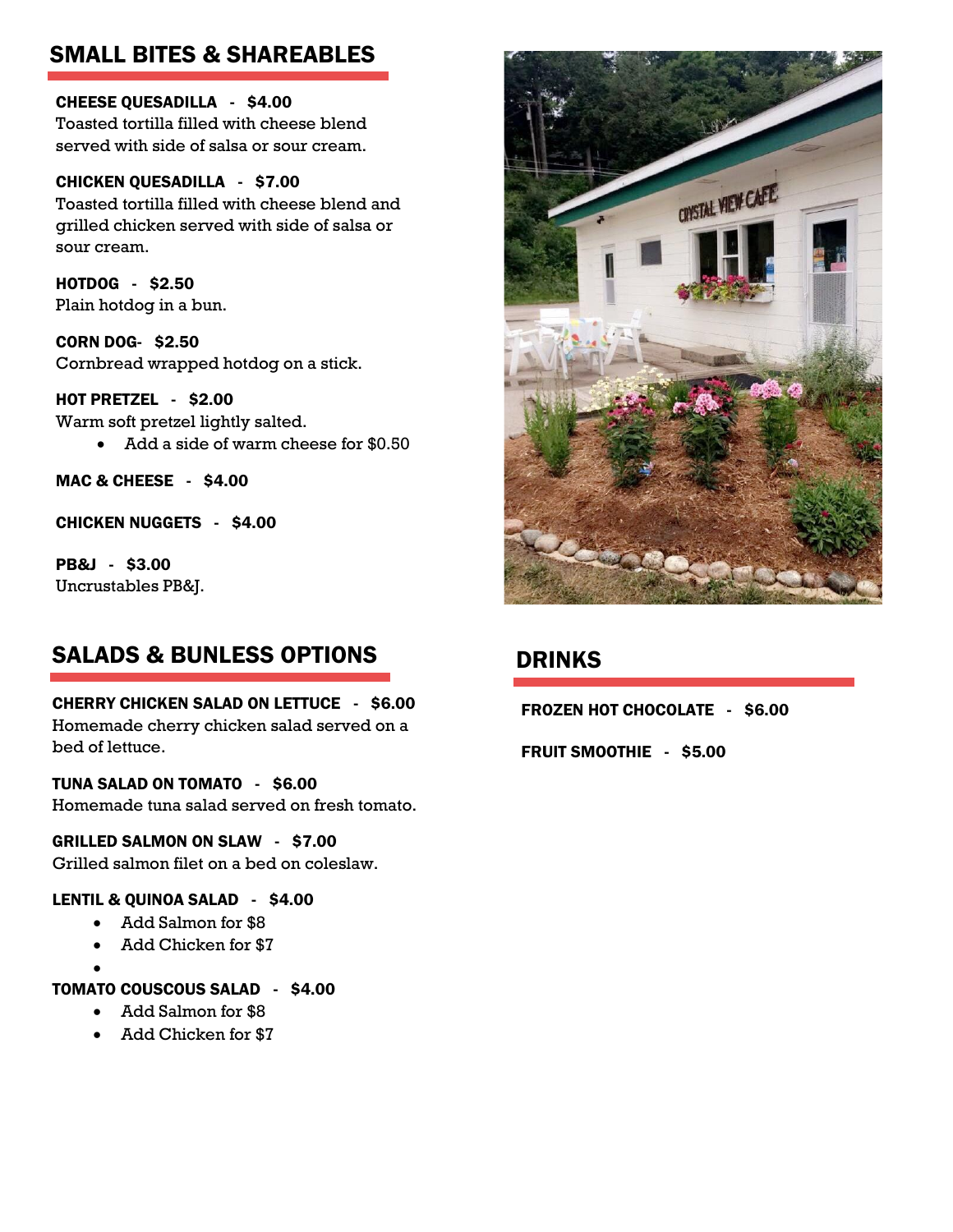## SMALL BITES & SHAREABLES

**CHEESE QUESADILLA - $4.00**
Toasted tortilla filled with cheese blend served with side of salsa or sour cream.

**CHICKEN QUESADILLA - $7.00**
Toasted tortilla filled with cheese blend and grilled chicken served with side of salsa or sour cream.

**HOTDOG - $2.50**
Plain hotdog in a bun.

**CORN DOG- $2.50**
Cornbread wrapped hotdog on a stick.

**HOT PRETZEL - $2.00**
Warm soft pretzel lightly salted.

- Add a side of warm cheese for $0.50

**MAC & CHEESE - $4.00**

**CHICKEN NUGGETS - $4.00**

**PB&J - $3.00**
Uncrustables PB&J.

## SALADS & BUNLESS OPTIONS

**CHERRY CHICKEN SALAD ON LETTUCE - $6.00**
Homemade cherry chicken salad served on a bed of lettuce.

**TUNA SALAD ON TOMATO - $6.00**
Homemade tuna salad served on fresh tomato.

**GRILLED SALMON ON SLAW - $7.00**
Grilled salmon filet on a bed on coleslaw.

**LENTIL & QUINOA SALAD - $4.00**

- Add Salmon for $8
- Add Chicken for $7

**TOMATO COUSCOUS SALAD - $4.00**

- Add Salmon for $8
- Add Chicken for $7

## DRINKS

**FROZEN HOT CHOCOLATE - $6.00**

**FRUIT SMOOTHIE - $5.00**